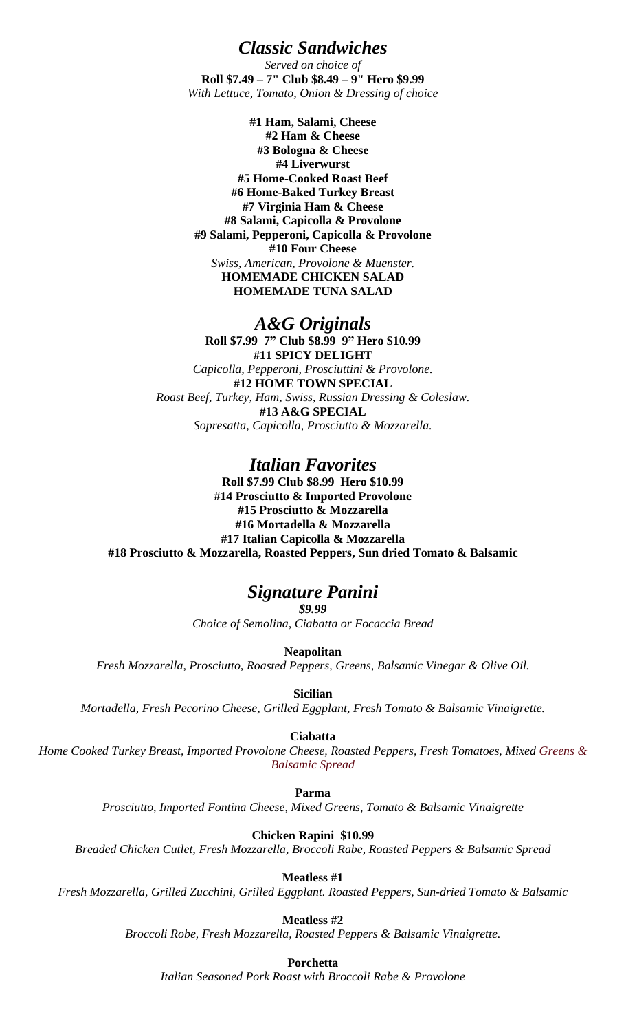## *Classic Sandwiches*

*Served on choice of*
**Roll $7.49 – 7" Club $8.49 – 9" Hero $9.99**
*With Lettuce, Tomato, Onion & Dressing of choice*

**#1 Ham, Salami, Cheese**
**#2 Ham & Cheese**
**#3 Bologna & Cheese**
**#4 Liverwurst**
**#5 Home-Cooked Roast Beef**
**#6 Home-Baked Turkey Breast**
**#7 Virginia Ham & Cheese**
**#8 Salami, Capicolla & Provolone**
**#9 Salami, Pepperoni, Capicolla & Provolone**
**#10 Four Cheese**
*Swiss, American, Provolone & Muenster.*
**HOMEMADE CHICKEN SALAD**
**HOMEMADE TUNA SALAD**

## *A&G Originals*

**Roll $7.99 7" Club $8.99 9" Hero $10.99**

**#11 SPICY DELIGHT**
*Capicolla, Pepperoni, Prosciuttini & Provolone.*

**#12 HOME TOWN SPECIAL**
*Roast Beef, Turkey, Ham, Swiss, Russian Dressing & Coleslaw.*

**#13 A&G SPECIAL**
*Sopresatta, Capicolla, Prosciutto & Mozzarella.*

## *Italian Favorites*

**Roll $7.99 Club $8.99 Hero $10.99**

**#14 Prosciutto & Imported Provolone**
**#15 Prosciutto & Mozzarella**
**#16 Mortadella & Mozzarella**
**#17 Italian Capicolla & Mozzarella**
**#18 Prosciutto & Mozzarella, Roasted Peppers, Sun dried Tomato & Balsamic**

## *Signature Panini*

***$9.99***
*Choice of Semolina, Ciabatta or Focaccia Bread*

**Neapolitan**
*Fresh Mozzarella, Prosciutto, Roasted Peppers, Greens, Balsamic Vinegar & Olive Oil.*

**Sicilian**
*Mortadella, Fresh Pecorino Cheese, Grilled Eggplant, Fresh Tomato & Balsamic Vinaigrette.*

**Ciabatta**
*Home Cooked Turkey Breast, Imported Provolone Cheese, Roasted Peppers, Fresh Tomatoes, Mixed Greens & Balsamic Spread*

**Parma**
*Prosciutto, Imported Fontina Cheese, Mixed Greens, Tomato & Balsamic Vinaigrette*

**Chicken Rapini $10.99**
*Breaded Chicken Cutlet, Fresh Mozzarella, Broccoli Rabe, Roasted Peppers & Balsamic Spread*

**Meatless #1**
*Fresh Mozzarella, Grilled Zucchini, Grilled Eggplant. Roasted Peppers, Sun-dried Tomato & Balsamic*

**Meatless #2**
*Broccoli Robe, Fresh Mozzarella, Roasted Peppers & Balsamic Vinaigrette.*

**Porchetta**
*Italian Seasoned Pork Roast with Broccoli Rabe & Provolone*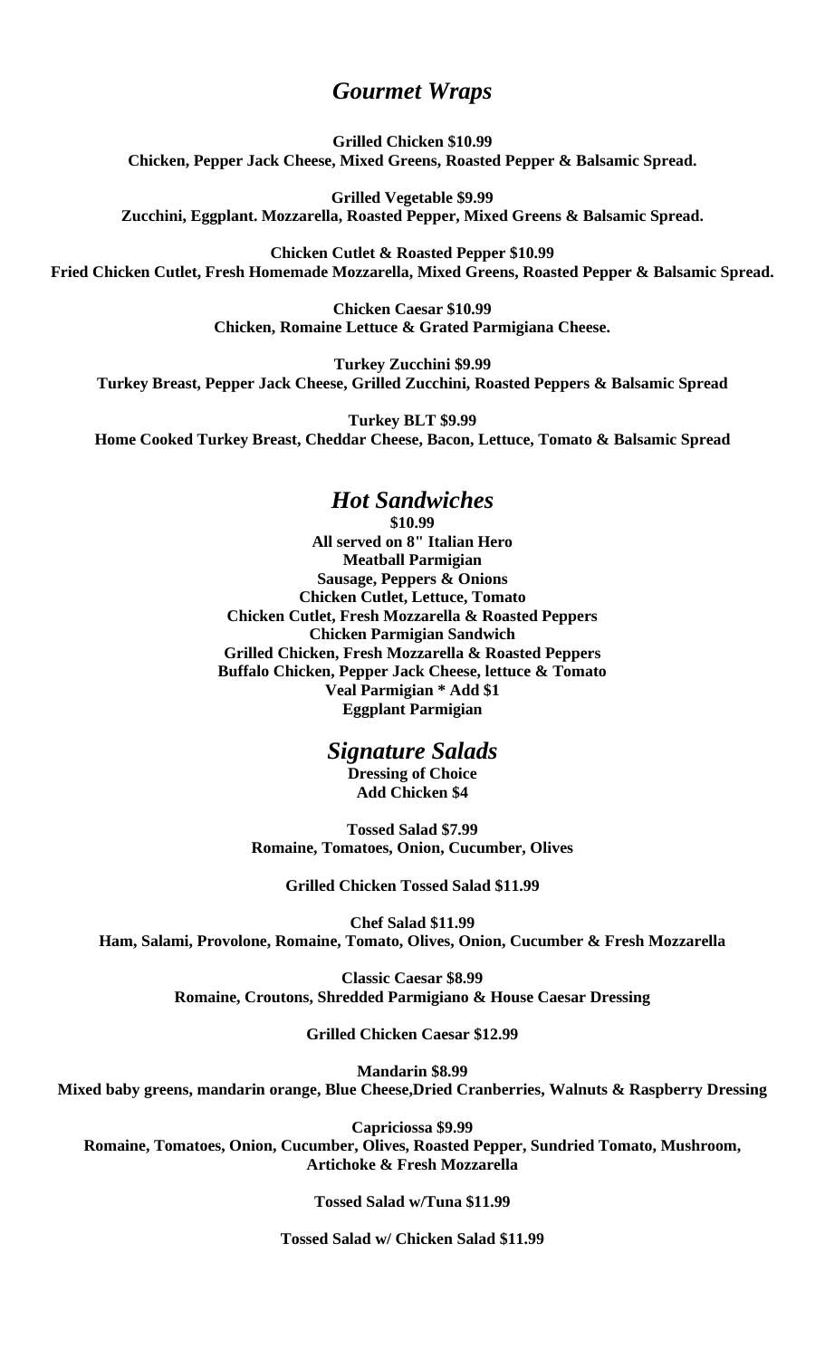## *Gourmet Wraps*

**Grilled Chicken $10.99**
**Chicken, Pepper Jack Cheese, Mixed Greens, Roasted Pepper & Balsamic Spread.**

**Grilled Vegetable $9.99**
**Zucchini, Eggplant. Mozzarella, Roasted Pepper, Mixed Greens & Balsamic Spread.**

**Chicken Cutlet & Roasted Pepper $10.99**
**Fried Chicken Cutlet, Fresh Homemade Mozzarella, Mixed Greens, Roasted Pepper & Balsamic Spread.**

**Chicken Caesar $10.99**
**Chicken, Romaine Lettuce & Grated Parmigiana Cheese.**

**Turkey Zucchini $9.99**
**Turkey Breast, Pepper Jack Cheese, Grilled Zucchini, Roasted Peppers & Balsamic Spread**

**Turkey BLT $9.99**
**Home Cooked Turkey Breast, Cheddar Cheese, Bacon, Lettuce, Tomato & Balsamic Spread**

## *Hot Sandwiches*

**$10.99**
**All served on 8" Italian Hero**
**Meatball Parmigian**
**Sausage, Peppers & Onions**
**Chicken Cutlet, Lettuce, Tomato**
**Chicken Cutlet, Fresh Mozzarella & Roasted Peppers**
**Chicken Parmigian Sandwich**
**Grilled Chicken, Fresh Mozzarella & Roasted Peppers**
**Buffalo Chicken, Pepper Jack Cheese, lettuce & Tomato**
**Veal Parmigian * Add $1**
**Eggplant Parmigian**

## *Signature Salads*

**Dressing of Choice**
**Add Chicken $4**

**Tossed Salad $7.99**
**Romaine, Tomatoes, Onion, Cucumber, Olives**

**Grilled Chicken Tossed Salad $11.99**

**Chef Salad $11.99**
**Ham, Salami, Provolone, Romaine, Tomato, Olives, Onion, Cucumber & Fresh Mozzarella**

**Classic Caesar $8.99**
**Romaine, Croutons, Shredded Parmigiano & House Caesar Dressing**

**Grilled Chicken Caesar $12.99**

**Mandarin $8.99**
**Mixed baby greens, mandarin orange, Blue Cheese,Dried Cranberries, Walnuts & Raspberry Dressing**

**Capriciossa $9.99**
**Romaine, Tomatoes, Onion, Cucumber, Olives, Roasted Pepper, Sundried Tomato, Mushroom, Artichoke & Fresh Mozzarella**

**Tossed Salad w/Tuna $11.99**

**Tossed Salad w/ Chicken Salad $11.99**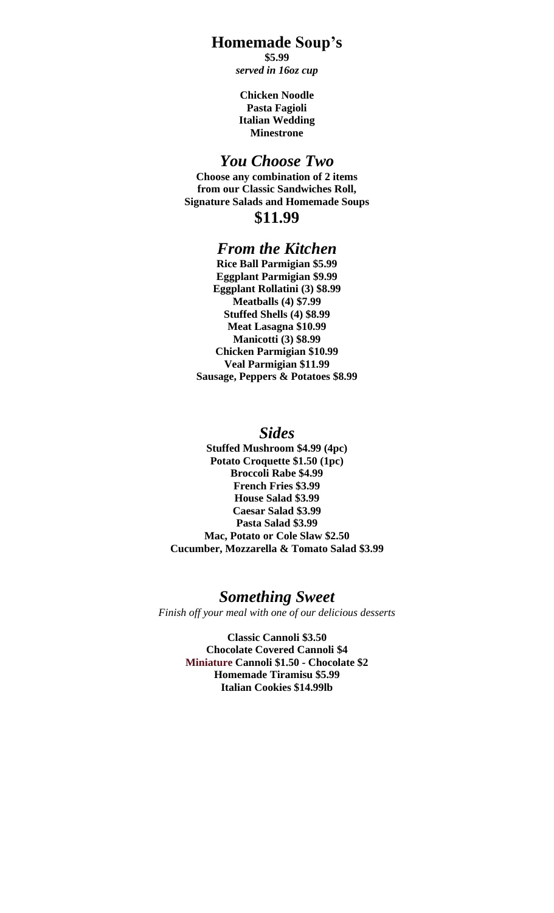## Homemade Soup's

**$5.99**

***served in 16oz cup***

**Chicken Noodle**
**Pasta Fagioli**
**Italian Wedding**
**Minestrone**

## *You Choose Two*

**Choose any combination of 2 items from our Classic Sandwiches Roll, Signature Salads and Homemade Soups**

**$11.99**

## *From the Kitchen*

**Rice Ball Parmigian $5.99**
**Eggplant Parmigian $9.99**
**Eggplant Rollatini (3) $8.99**
**Meatballs (4) $7.99**
**Stuffed Shells (4) $8.99**
**Meat Lasagna $10.99**
**Manicotti (3) $8.99**
**Chicken Parmigian $10.99**
**Veal Parmigian $11.99**
**Sausage, Peppers & Potatoes $8.99**

## *Sides*

**Stuffed Mushroom $4.99 (4pc)**
**Potato Croquette $1.50 (1pc)**
**Broccoli Rabe $4.99**
**French Fries $3.99**
**House Salad $3.99**
**Caesar Salad $3.99**
**Pasta Salad $3.99**
**Mac, Potato or Cole Slaw $2.50**
**Cucumber, Mozzarella & Tomato Salad $3.99**

## *Something Sweet*

*Finish off your meal with one of our delicious desserts*

**Classic Cannoli $3.50**
**Chocolate Covered Cannoli $4**
**Miniature Cannoli $1.50 - Chocolate $2**
**Homemade Tiramisu $5.99**
**Italian Cookies $14.99lb**